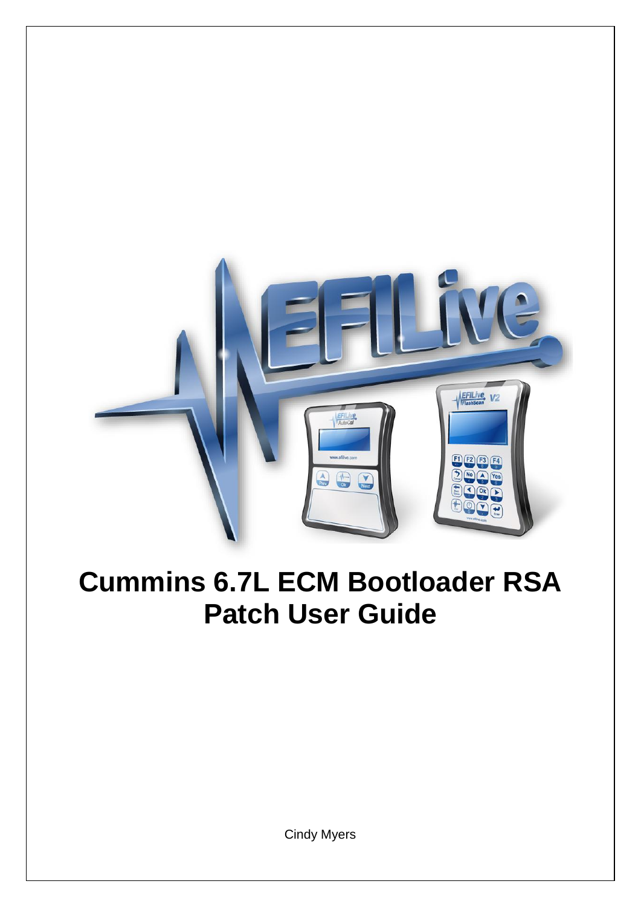# Cummins 6.7L ECM Bootloader RSA Patch User Guide

Cindy Myers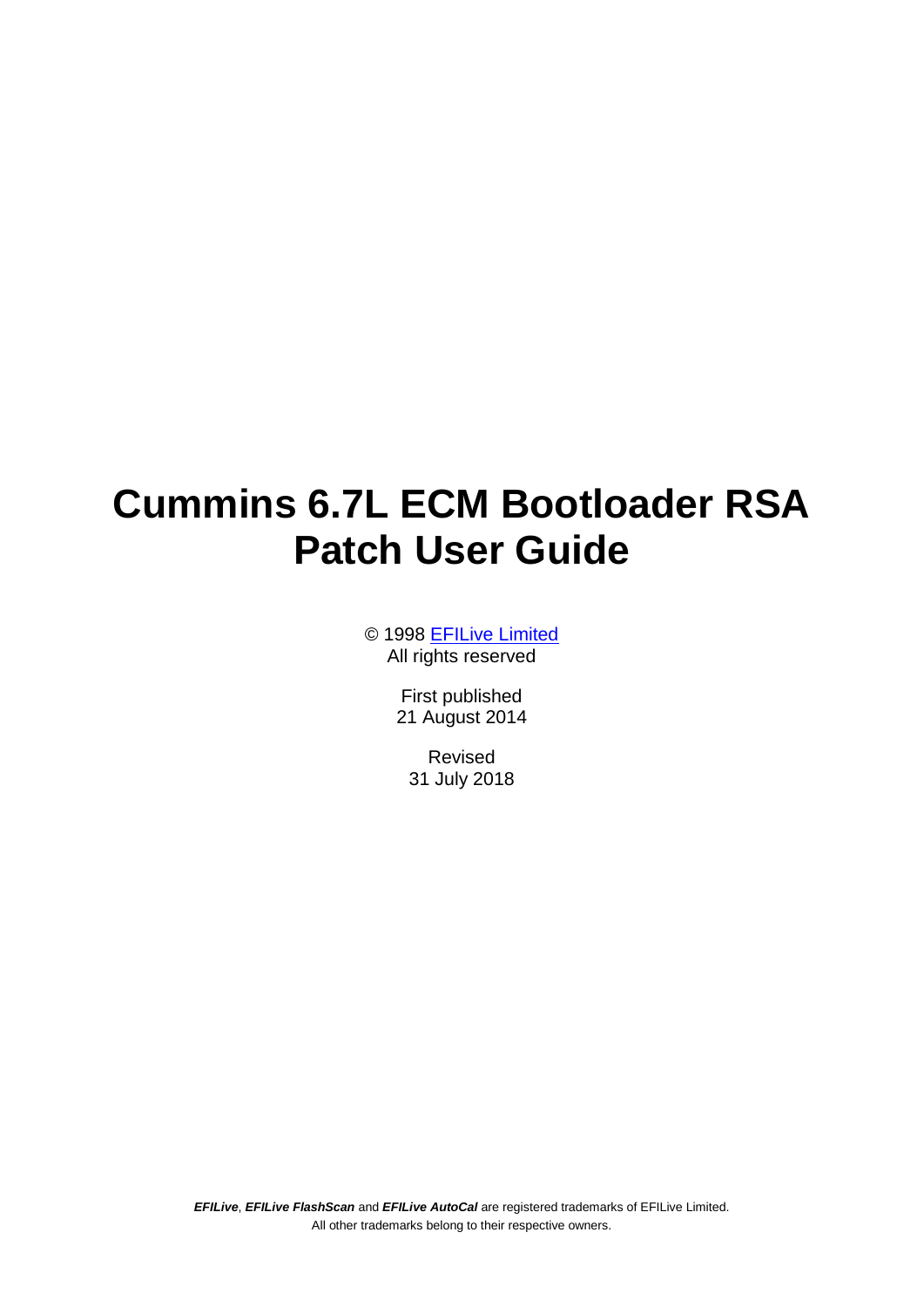# Cummins 6.7L ECM Bootloader RSA Patch User Guide

© 1998 [EFILive Limited](http://www.efilive.com)
All rights reserved

First published
21 August 2014

Revised
31 July 2018

***EFILive***, ***EFILive FlashScan*** and ***EFILive AutoCal*** are registered trademarks of EFILive Limited.
All other trademarks belong to their respective owners.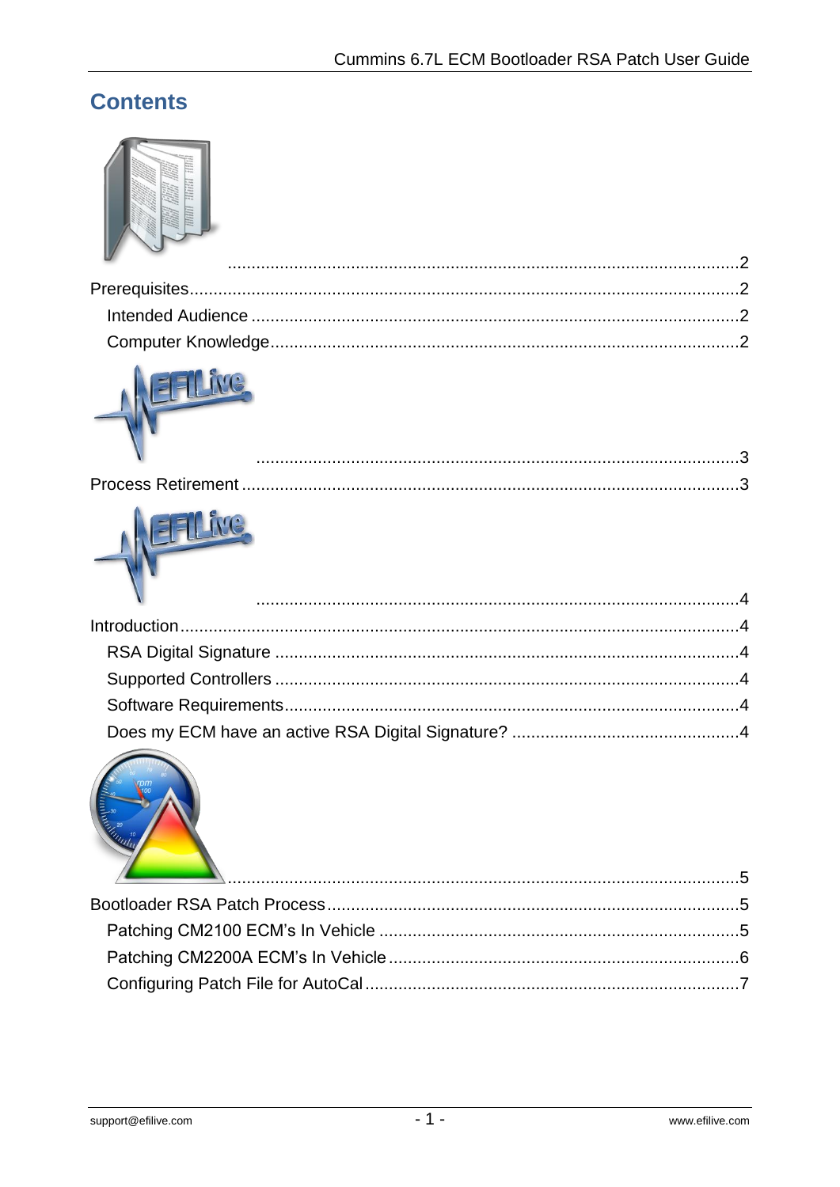# Contents

..........................................................................................................2

Prerequisites.......................................................................................................2

Intended Audience ..........................................................................................2

Computer Knowledge.......................................................................................2

..........................................................................................................3

Process Retirement ............................................................................................3

..........................................................................................................4

Introduction.........................................................................................................4

RSA Digital Signature .....................................................................................4

Supported Controllers .....................................................................................4

Software Requirements...................................................................................4

Does my ECM have an active RSA Digital Signature? ....................................4

..........................................................................................................5

Bootloader RSA Patch Process...........................................................................5

Patching CM2100 ECM's In Vehicle ................................................................5

Patching CM2200A ECM's In Vehicle .............................................................6

Configuring Patch File for AutoCal ..................................................................7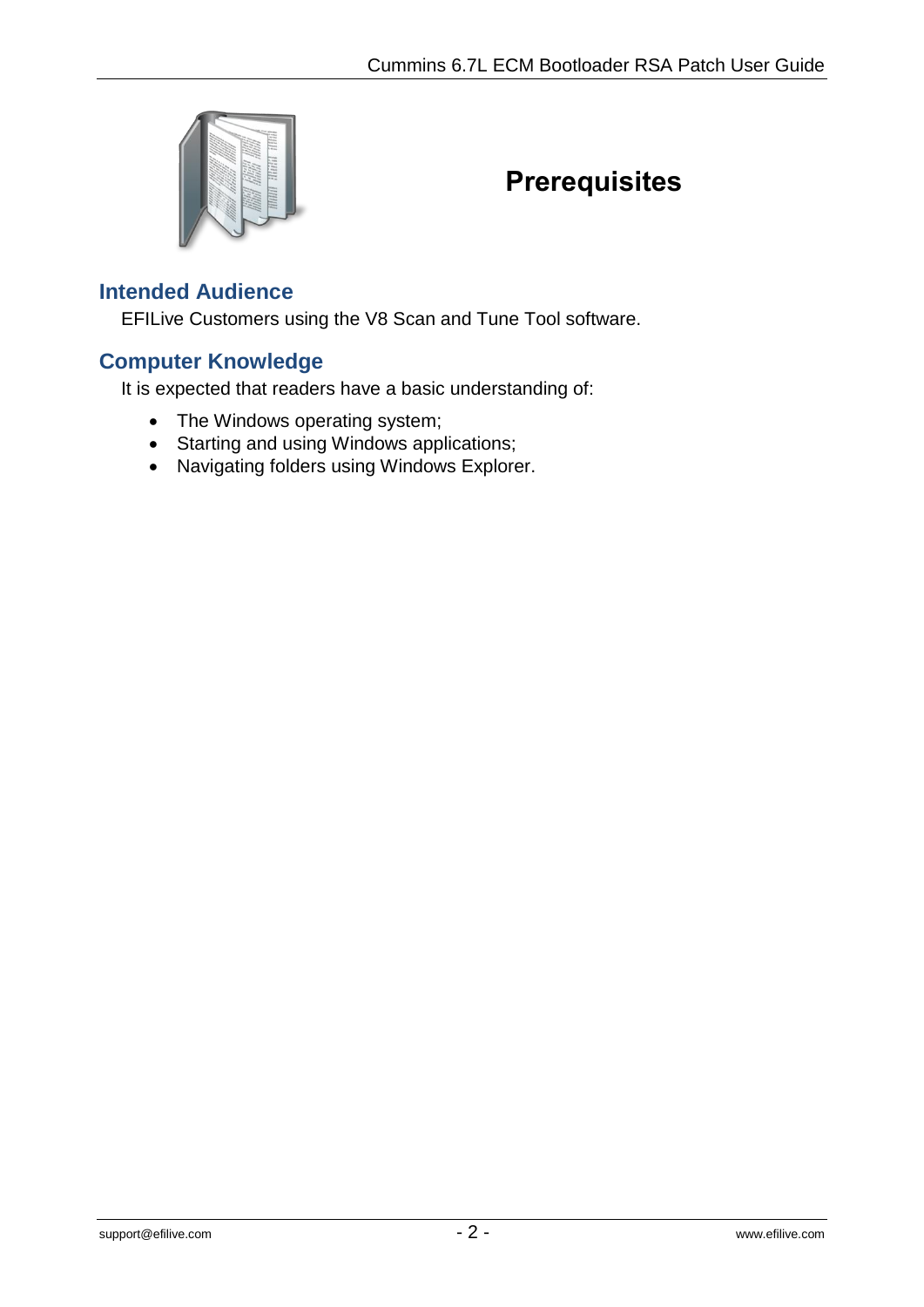# Prerequisites

## Intended Audience

EFILive Customers using the V8 Scan and Tune Tool software.

## Computer Knowledge

It is expected that readers have a basic understanding of:

- The Windows operating system;
- Starting and using Windows applications;
- Navigating folders using Windows Explorer.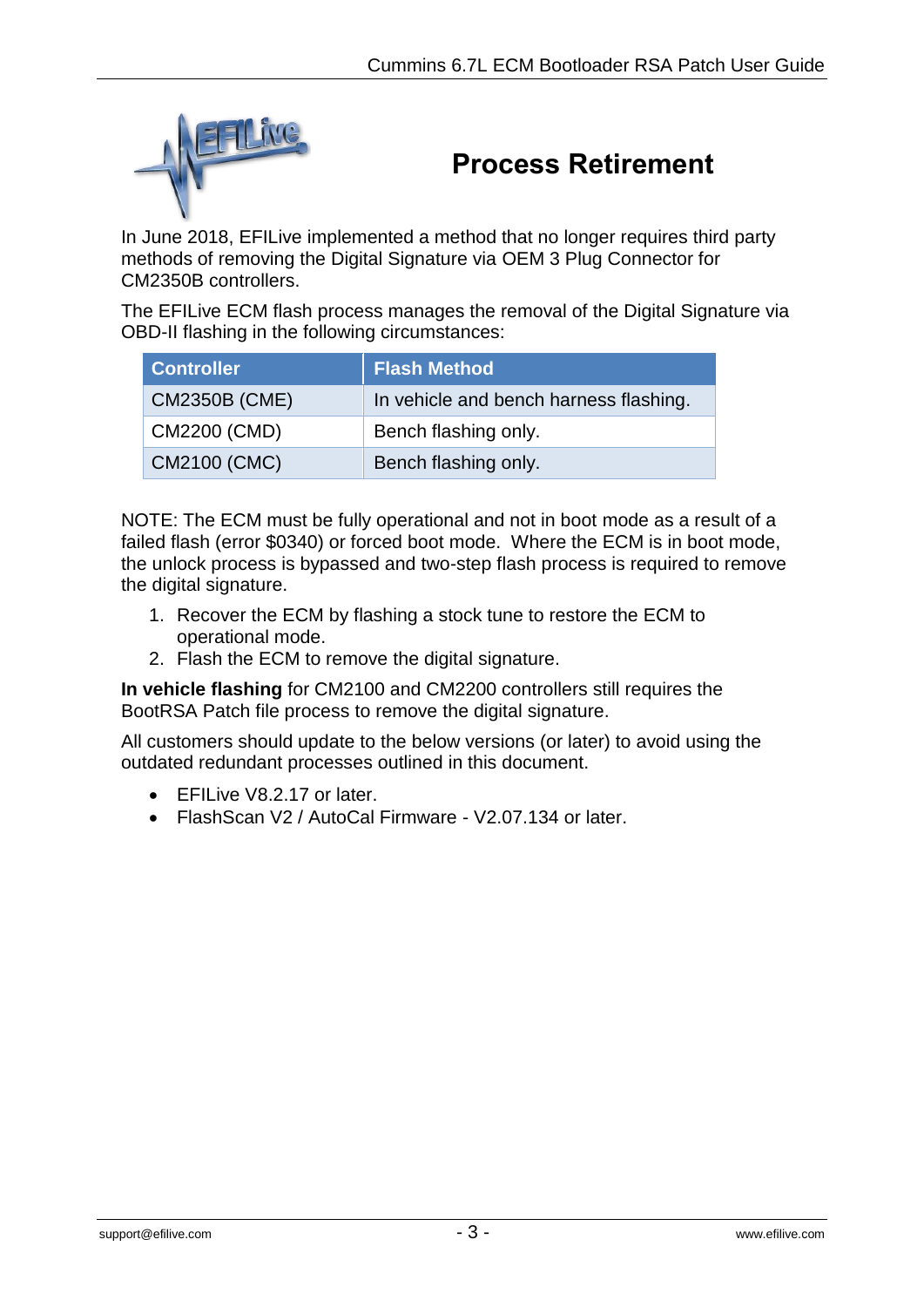# Process Retirement

In June 2018, EFILive implemented a method that no longer requires third party methods of removing the Digital Signature via OEM 3 Plug Connector for CM2350B controllers.

The EFILive ECM flash process manages the removal of the Digital Signature via OBD-II flashing in the following circumstances:

| Controller | Flash Method |
| --- | --- |
| CM2350B (CME) | In vehicle and bench harness flashing. |
| CM2200 (CMD) | Bench flashing only. |
| CM2100 (CMC) | Bench flashing only. |

NOTE: The ECM must be fully operational and not in boot mode as a result of a failed flash (error $0340) or forced boot mode. Where the ECM is in boot mode, the unlock process is bypassed and two-step flash process is required to remove the digital signature.

1. Recover the ECM by flashing a stock tune to restore the ECM to operational mode.
2. Flash the ECM to remove the digital signature.

**In vehicle flashing** for CM2100 and CM2200 controllers still requires the BootRSA Patch file process to remove the digital signature.

All customers should update to the below versions (or later) to avoid using the outdated redundant processes outlined in this document.

- EFILive V8.2.17 or later.
- FlashScan V2 / AutoCal Firmware - V2.07.134 or later.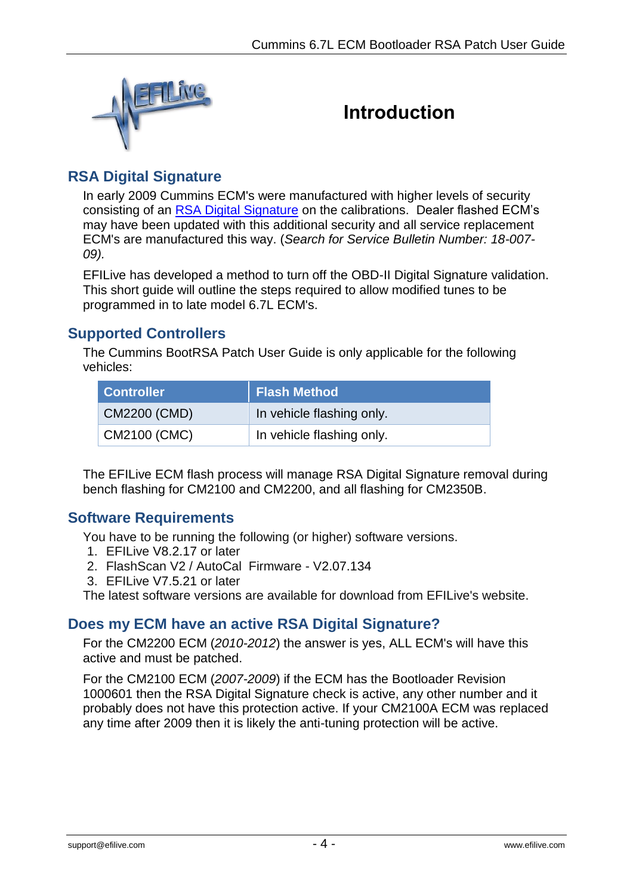# Introduction

## RSA Digital Signature

In early 2009 Cummins ECM's were manufactured with higher levels of security consisting of an RSA Digital Signature on the calibrations. Dealer flashed ECM's may have been updated with this additional security and all service replacement ECM's are manufactured this way. (*Search for Service Bulletin Number: 18-007-09).*

EFILive has developed a method to turn off the OBD-II Digital Signature validation. This short guide will outline the steps required to allow modified tunes to be programmed in to late model 6.7L ECM's.

## Supported Controllers

The Cummins BootRSA Patch User Guide is only applicable for the following vehicles:

| Controller | Flash Method |
| --- | --- |
| CM2200 (CMD) | In vehicle flashing only. |
| CM2100 (CMC) | In vehicle flashing only. |

The EFILive ECM flash process will manage RSA Digital Signature removal during bench flashing for CM2100 and CM2200, and all flashing for CM2350B.

## Software Requirements

You have to be running the following (or higher) software versions.

1. EFILive V8.2.17 or later
2. FlashScan V2 / AutoCal Firmware - V2.07.134
3. EFILive V7.5.21 or later

The latest software versions are available for download from EFILive's website.

## Does my ECM have an active RSA Digital Signature?

For the CM2200 ECM (*2010-2012*) the answer is yes, ALL ECM's will have this active and must be patched.

For the CM2100 ECM (*2007-2009*) if the ECM has the Bootloader Revision 1000601 then the RSA Digital Signature check is active, any other number and it probably does not have this protection active. If your CM2100A ECM was replaced any time after 2009 then it is likely the anti-tuning protection will be active.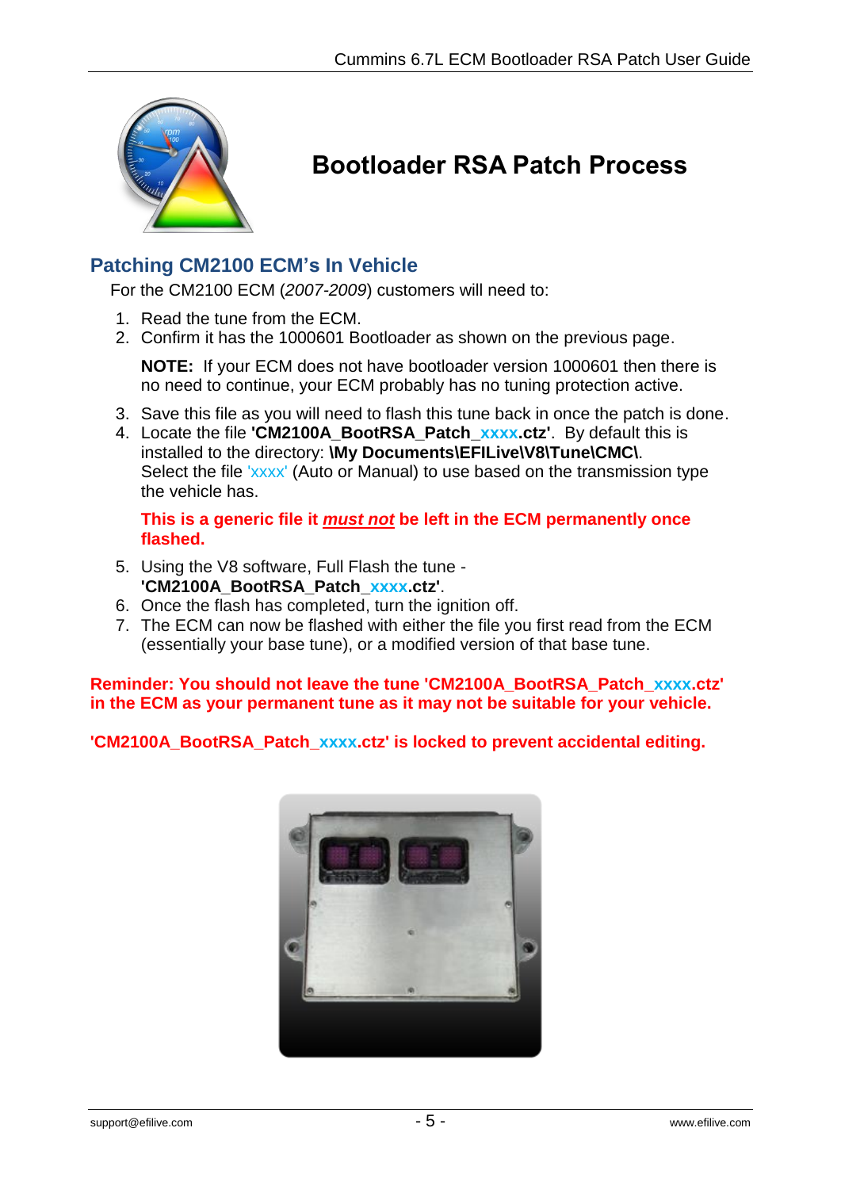# Bootloader RSA Patch Process

## Patching CM2100 ECM's In Vehicle

For the CM2100 ECM (*2007-2009*) customers will need to:

1. Read the tune from the ECM.
2. Confirm it has the 1000601 Bootloader as shown on the previous page.

   **NOTE:** If your ECM does not have bootloader version 1000601 then there is no need to continue, your ECM probably has no tuning protection active.

3. Save this file as you will need to flash this tune back in once the patch is done.
4. Locate the file **'CM2100A_BootRSA_Patch_xxxx.ctz'**. By default this is installed to the directory: **\My Documents\EFILive\V8\Tune\CMC\**. Select the file 'xxxx' (Auto or Manual) to use based on the transmission type the vehicle has.

   **This is a generic file it *must not* be left in the ECM permanently once flashed.**

5. Using the V8 software, Full Flash the tune - **'CM2100A_BootRSA_Patch_xxxx.ctz'**.
6. Once the flash has completed, turn the ignition off.
7. The ECM can now be flashed with either the file you first read from the ECM (essentially your base tune), or a modified version of that base tune.

**Reminder: You should not leave the tune 'CM2100A_BootRSA_Patch_xxxx.ctz' in the ECM as your permanent tune as it may not be suitable for your vehicle.**

**'CM2100A_BootRSA_Patch_xxxx.ctz' is locked to prevent accidental editing.**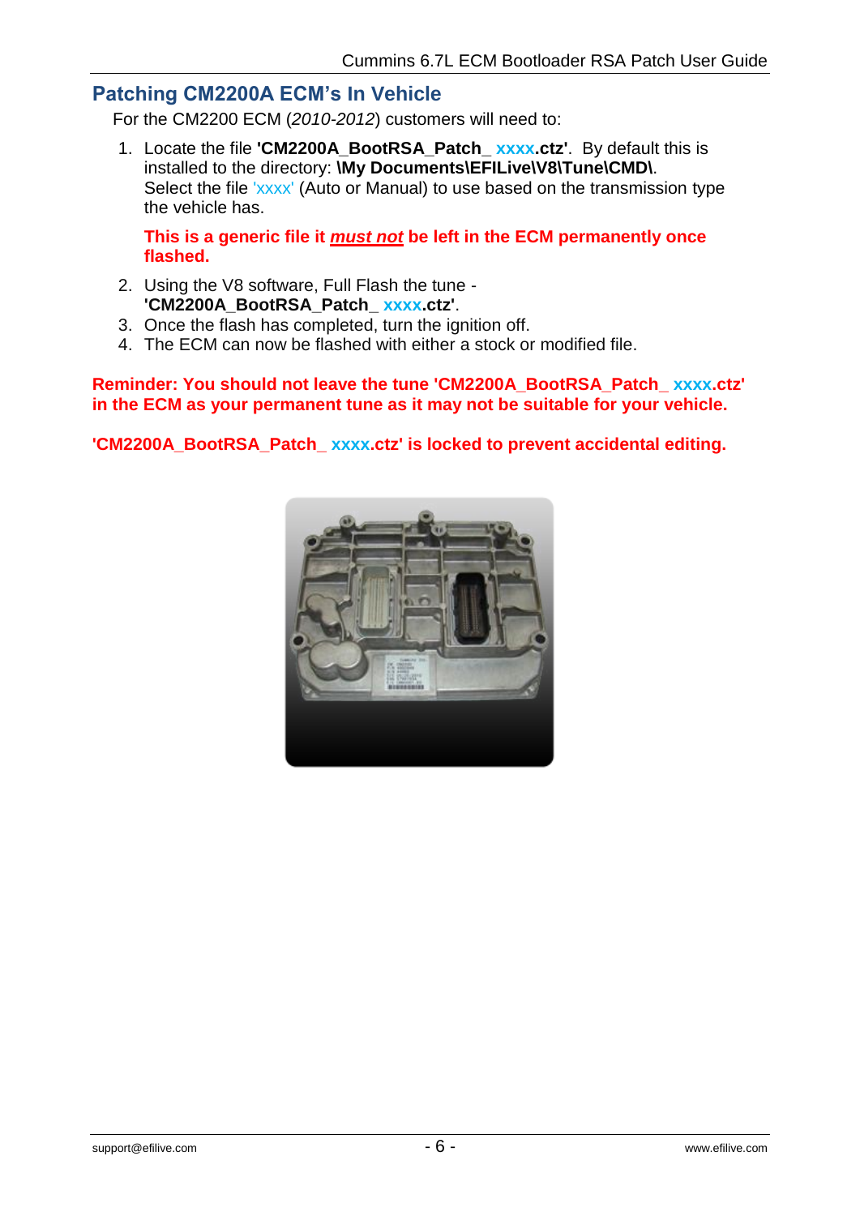## Patching CM2200A ECM's In Vehicle

For the CM2200 ECM (*2010-2012*) customers will need to:

1. Locate the file **'CM2200A_BootRSA_Patch_ xxxx.ctz'**. By default this is installed to the directory: **\My Documents\EFILive\V8\Tune\CMD\**. Select the file 'xxxx' (Auto or Manual) to use based on the transmission type the vehicle has.

   **This is a generic file it *must not* be left in the ECM permanently once flashed.**

2. Using the V8 software, Full Flash the tune - **'CM2200A_BootRSA_Patch_ xxxx.ctz'**.
3. Once the flash has completed, turn the ignition off.
4. The ECM can now be flashed with either a stock or modified file.

**Reminder: You should not leave the tune 'CM2200A_BootRSA_Patch_ xxxx.ctz' in the ECM as your permanent tune as it may not be suitable for your vehicle.**

**'CM2200A_BootRSA_Patch_ xxxx.ctz' is locked to prevent accidental editing.**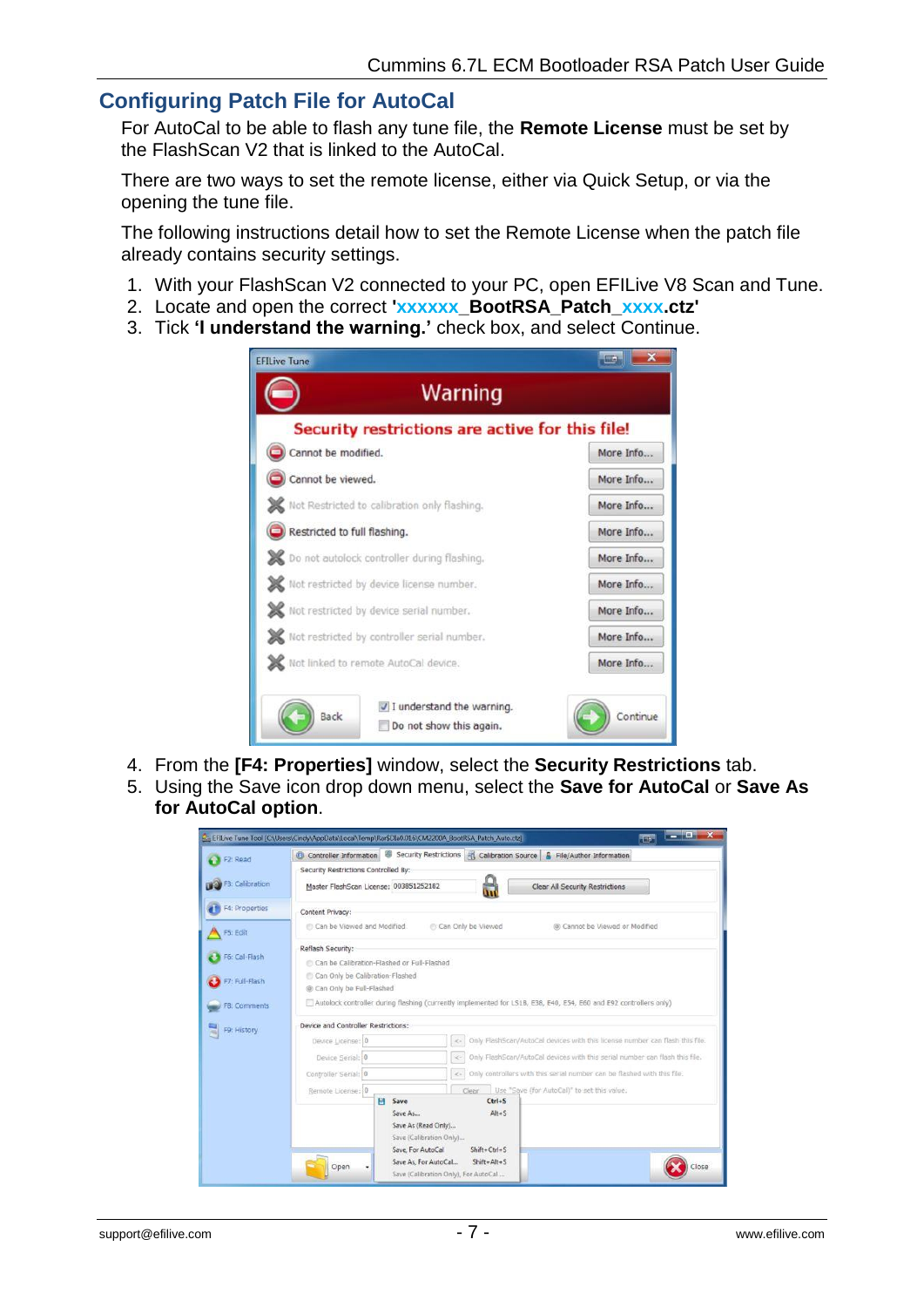## Configuring Patch File for AutoCal

For AutoCal to be able to flash any tune file, the **Remote License** must be set by the FlashScan V2 that is linked to the AutoCal.

There are two ways to set the remote license, either via Quick Setup, or via the opening the tune file.

The following instructions detail how to set the Remote License when the patch file already contains security settings.

1. With your FlashScan V2 connected to your PC, open EFILive V8 Scan and Tune.
2. Locate and open the correct **'xxxxxx_BootRSA_Patch_xxxx.ctz'**
3. Tick **'I understand the warning.'** check box, and select Continue.
4. From the **[F4: Properties]** window, select the **Security Restrictions** tab.
5. Using the Save icon drop down menu, select the **Save for AutoCal** or **Save As for AutoCal option**.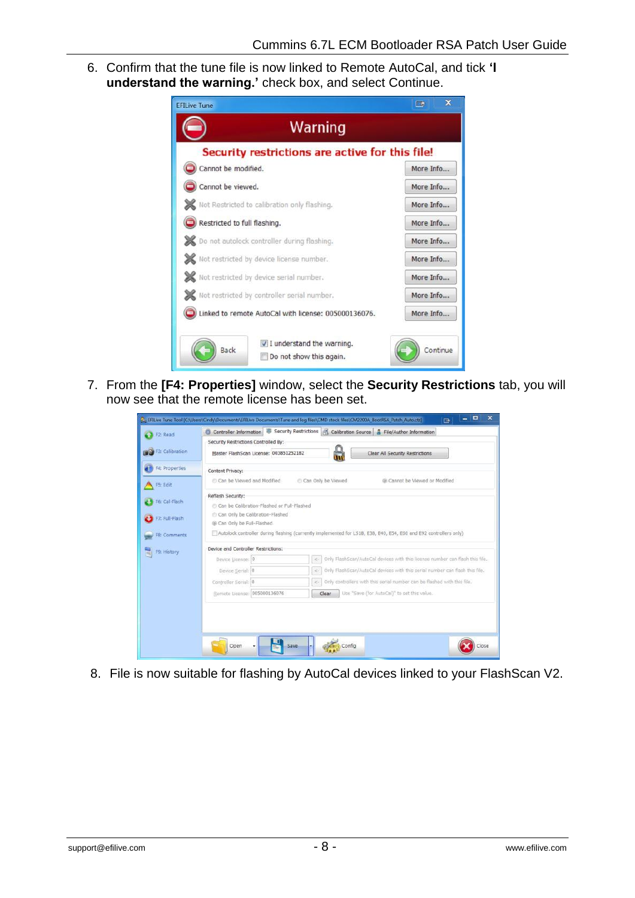6. Confirm that the tune file is now linked to Remote AutoCal, and tick **'I understand the warning.'** check box, and select Continue.

7. From the **[F4: Properties]** window, select the **Security Restrictions** tab, you will now see that the remote license has been set.

8. File is now suitable for flashing by AutoCal devices linked to your FlashScan V2.